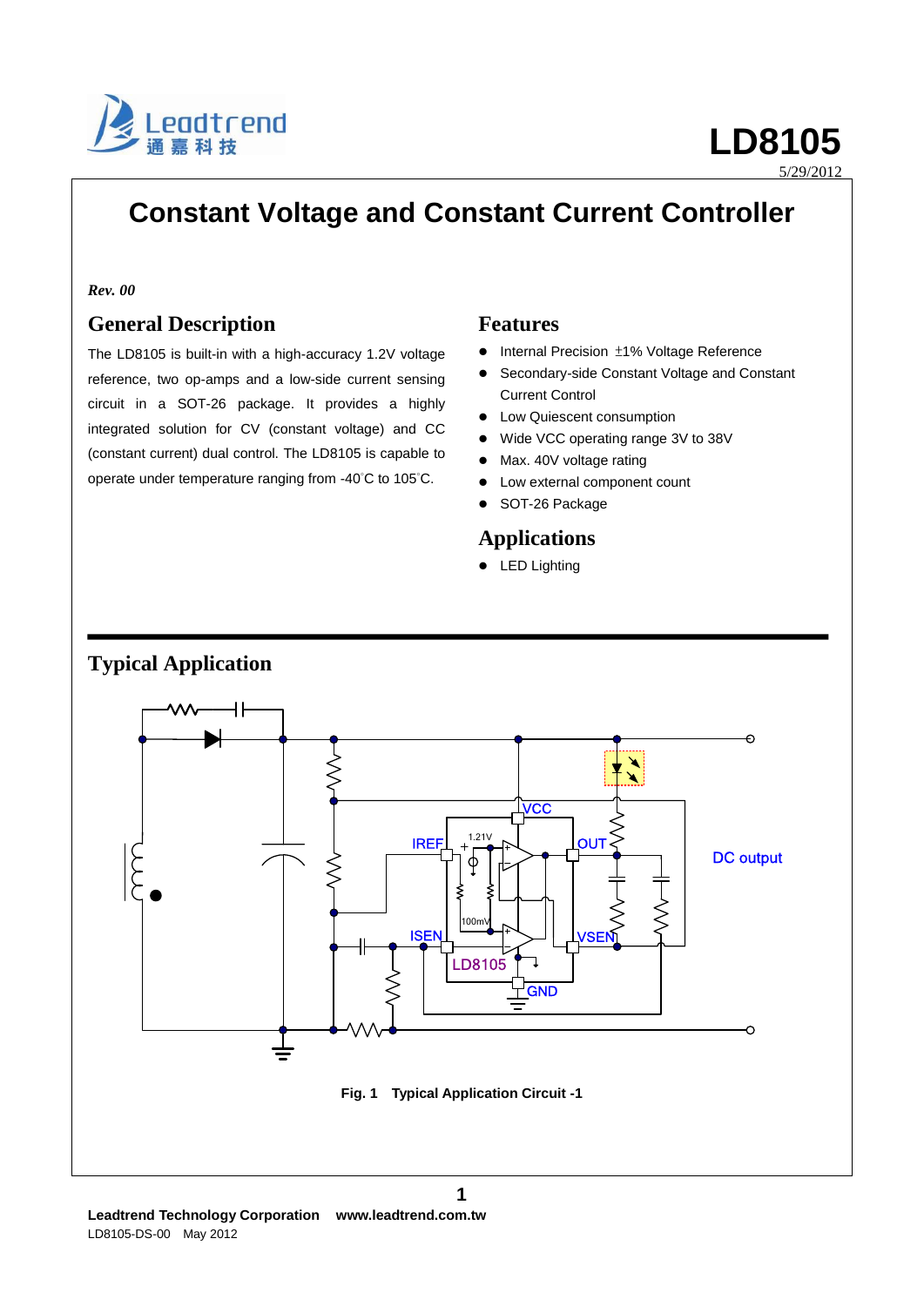# LD8105

5/29/2012

# Constant Voltage and Constant Current Controller

***Rev. 00***

## General Description

The LD8105 is built-in with a high-accuracy 1.2V voltage reference, two op-amps and a low-side current sensing circuit in a SOT-26 package. It provides a highly integrated solution for CV (constant voltage) and CC (constant current) dual control. The LD8105 is capable to operate under temperature ranging from -40°C to 105°C.

## Features

- Internal Precision ±1% Voltage Reference
- Secondary-side Constant Voltage and Constant Current Control
- Low Quiescent consumption
- Wide VCC operating range 3V to 38V
- Max. 40V voltage rating
- Low external component count
- SOT-26 Package

## Applications

- LED Lighting

## Typical Application

**Fig. 1 Typical Application Circuit -1**

**Leadtrend Technology Corporation www.leadtrend.com.tw**

LD8105-DS-00 May 2012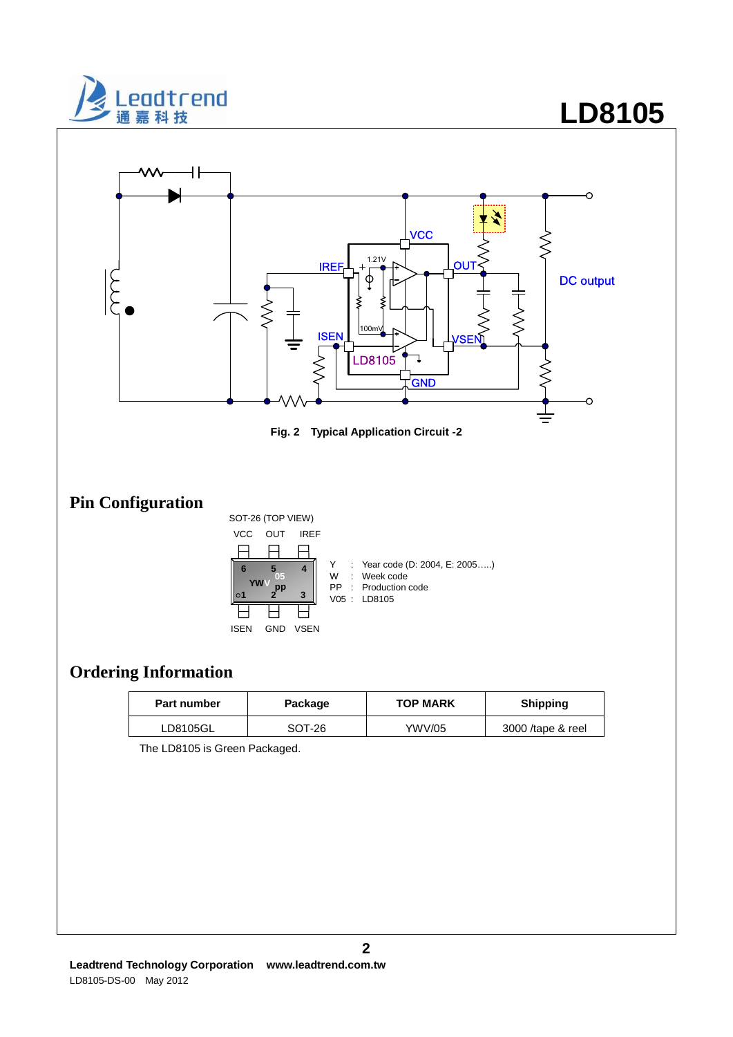Fig. 2 Typical Application Circuit -2

## Pin Configuration

SOT-26 (TOP VIEW)

VCC OUT IREF

6 5 4

YWV 05 pp

1 2 3

ISEN GND VSEN

Y : Year code (D: 2004, E: 2005…..)
W : Week code
PP : Production code
V05 : LD8105

## Ordering Information

| Part number | Package | TOP MARK | Shipping |
| --- | --- | --- | --- |
| LD8105GL | SOT-26 | YWV/05 | 3000 /tape & reel |

The LD8105 is Green Packaged.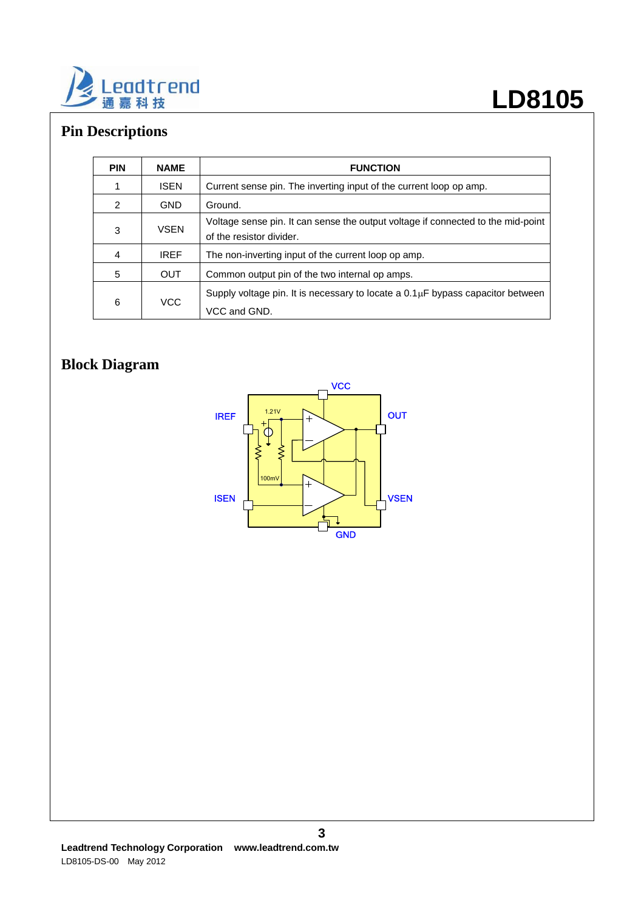## Pin Descriptions

| PIN | NAME | FUNCTION |
|---|---|---|
| 1 | ISEN | Current sense pin. The inverting input of the current loop op amp. |
| 2 | GND | Ground. |
| 3 | VSEN | Voltage sense pin. It can sense the output voltage if connected to the mid-point of the resistor divider. |
| 4 | IREF | The non-inverting input of the current loop op amp. |
| 5 | OUT | Common output pin of the two internal op amps. |
| 6 | VCC | Supply voltage pin. It is necessary to locate a 0.1μF bypass capacitor between VCC and GND. |

## Block Diagram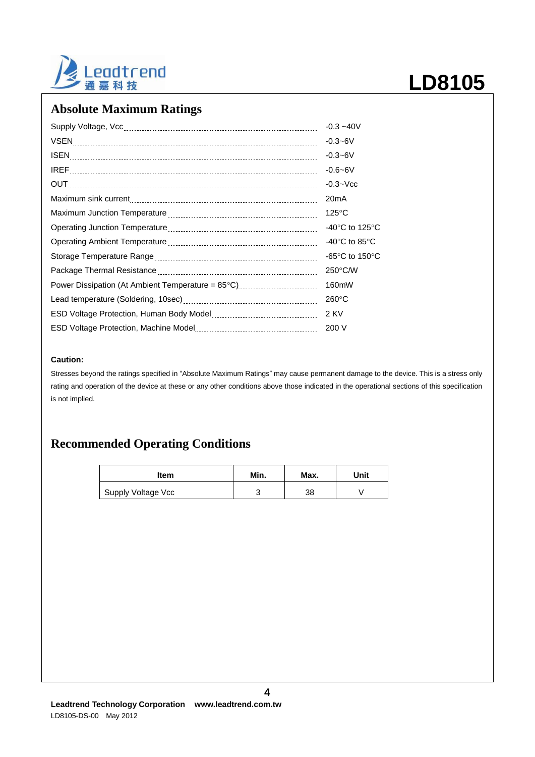## Absolute Maximum Ratings

| Parameter | Rating |
|---|---|
| Supply Voltage, Vcc | -0.3 ~40V |
| VSEN | -0.3~6V |
| ISEN | -0.3~6V |
| IREF | -0.6~6V |
| OUT | -0.3~Vcc |
| Maximum sink current | 20mA |
| Maximum Junction Temperature | 125°C |
| Operating Junction Temperature | -40°C to 125°C |
| Operating Ambient Temperature | -40°C to 85°C |
| Storage Temperature Range | -65°C to 150°C |
| Package Thermal Resistance | 250°C/W |
| Power Dissipation (At Ambient Temperature = 85°C) | 160mW |
| Lead temperature (Soldering, 10sec) | 260°C |
| ESD Voltage Protection, Human Body Model | 2 KV |
| ESD Voltage Protection, Machine Model | 200 V |

**Caution:**

Stresses beyond the ratings specified in "Absolute Maximum Ratings" may cause permanent damage to the device. This is a stress only rating and operation of the device at these or any other conditions above those indicated in the operational sections of this specification is not implied.

## Recommended Operating Conditions

| Item | Min. | Max. | Unit |
|---|---|---|---|
| Supply Voltage Vcc | 3 | 38 | V |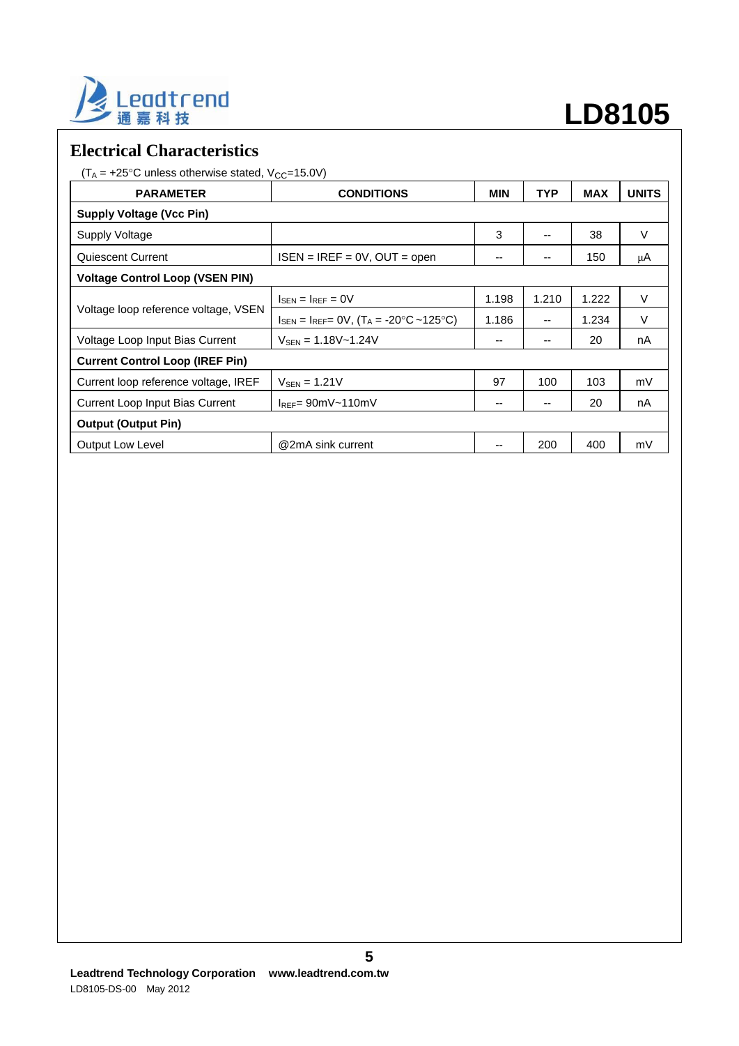## Electrical Characteristics

($T_A$ = +25°C unless otherwise stated, $V_{CC}$=15.0V)

| PARAMETER | CONDITIONS | MIN | TYP | MAX | UNITS |
|---|---|---|---|---|---|
| **Supply Voltage (Vcc Pin)** | | | | | |
| Supply Voltage | | 3 | -- | 38 | V |
| Quiescent Current | ISEN = IREF = 0V, OUT = open | -- | -- | 150 | μA |
| **Voltage Control Loop (VSEN PIN)** | | | | | |
| Voltage loop reference voltage, VSEN | $I_{SEN}$ = $I_{REF}$ = 0V | 1.198 | 1.210 | 1.222 | V |
| | $I_{SEN}$ = $I_{REF}$= 0V, ($T_A$ = -20°C ~125°C) | 1.186 | -- | 1.234 | V |
| Voltage Loop Input Bias Current | $V_{SEN}$ = 1.18V~1.24V | -- | -- | 20 | nA |
| **Current Control Loop (IREF Pin)** | | | | | |
| Current loop reference voltage, IREF | $V_{SEN}$ = 1.21V | 97 | 100 | 103 | mV |
| Current Loop Input Bias Current | $I_{REF}$= 90mV~110mV | -- | -- | 20 | nA |
| **Output (Output Pin)** | | | | | |
| Output Low Level | @2mA sink current | -- | 200 | 400 | mV |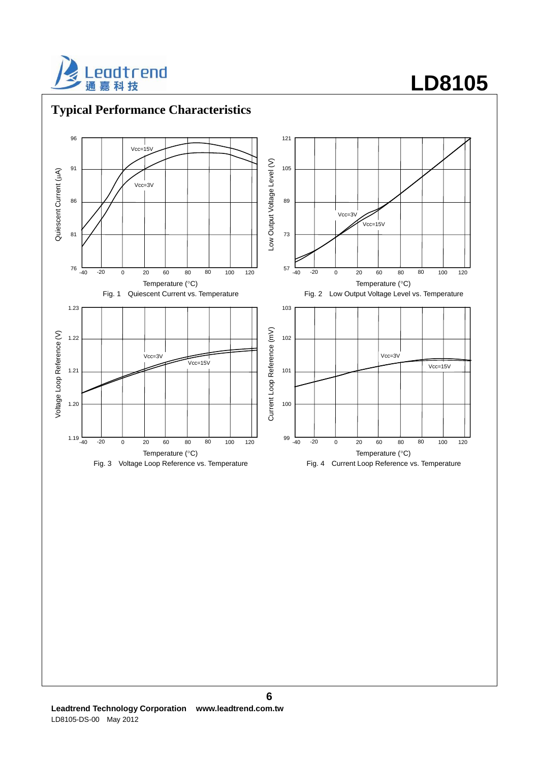## Typical Performance Characteristics

Fig. 1 Quiescent Current vs. Temperature

Fig. 2 Low Output Voltage Level vs. Temperature

Fig. 3 Voltage Loop Reference vs. Temperature

Fig. 4 Current Loop Reference vs. Temperature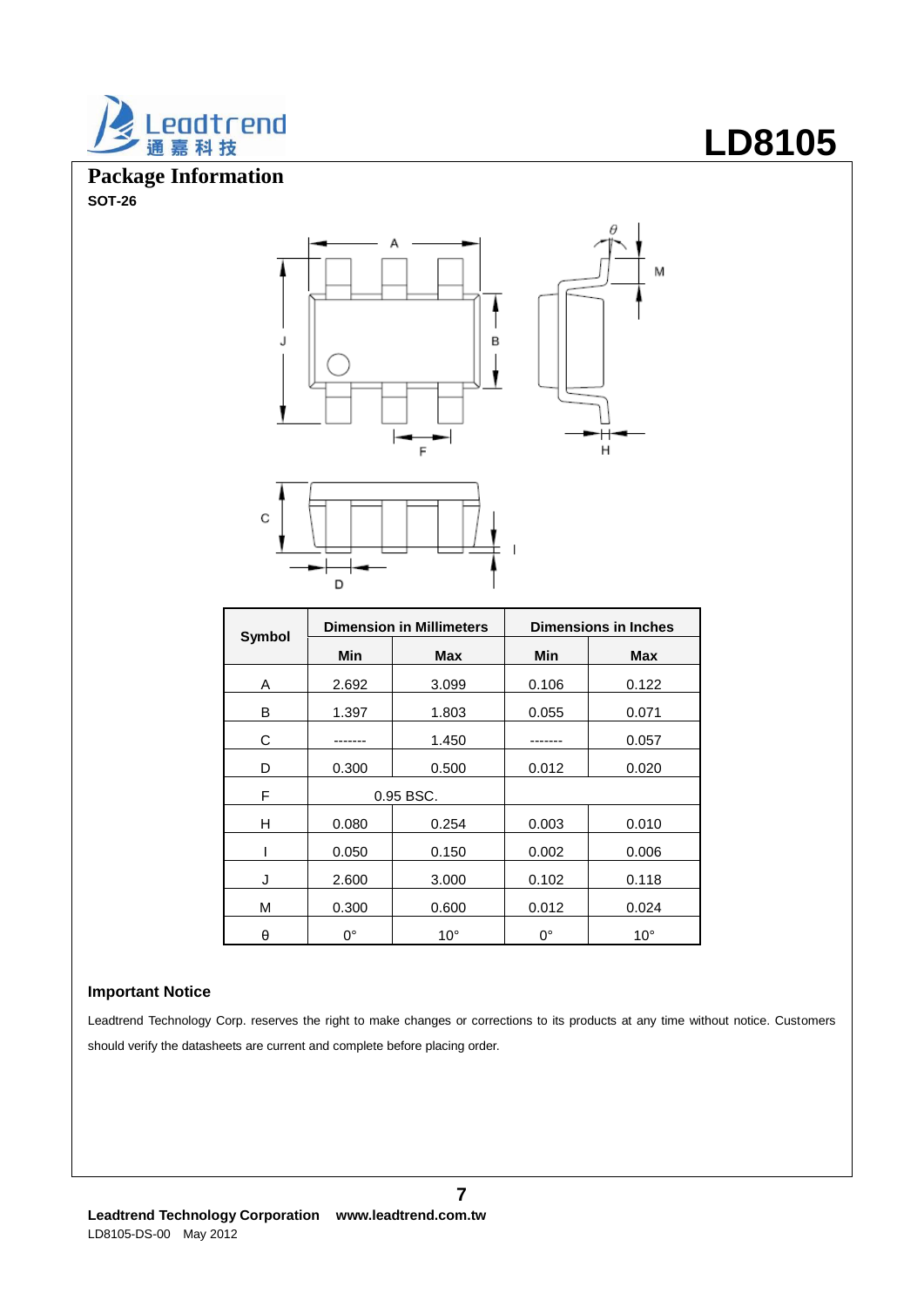## Package Information

**SOT-26**

| Symbol | Dimension in Millimeters | | Dimensions in Inches | |
|---|---|---|---|---|
| | Min | Max | Min | Max |
| A | 2.692 | 3.099 | 0.106 | 0.122 |
| B | 1.397 | 1.803 | 0.055 | 0.071 |
| C | ------- | 1.450 | ------- | 0.057 |
| D | 0.300 | 0.500 | 0.012 | 0.020 |
| F | 0.95 BSC. | | | |
| H | 0.080 | 0.254 | 0.003 | 0.010 |
| I | 0.050 | 0.150 | 0.002 | 0.006 |
| J | 2.600 | 3.000 | 0.102 | 0.118 |
| M | 0.300 | 0.600 | 0.012 | 0.024 |
| θ | 0° | 10° | 0° | 10° |

### Important Notice

Leadtrend Technology Corp. reserves the right to make changes or corrections to its products at any time without notice. Customers should verify the datasheets are current and complete before placing order.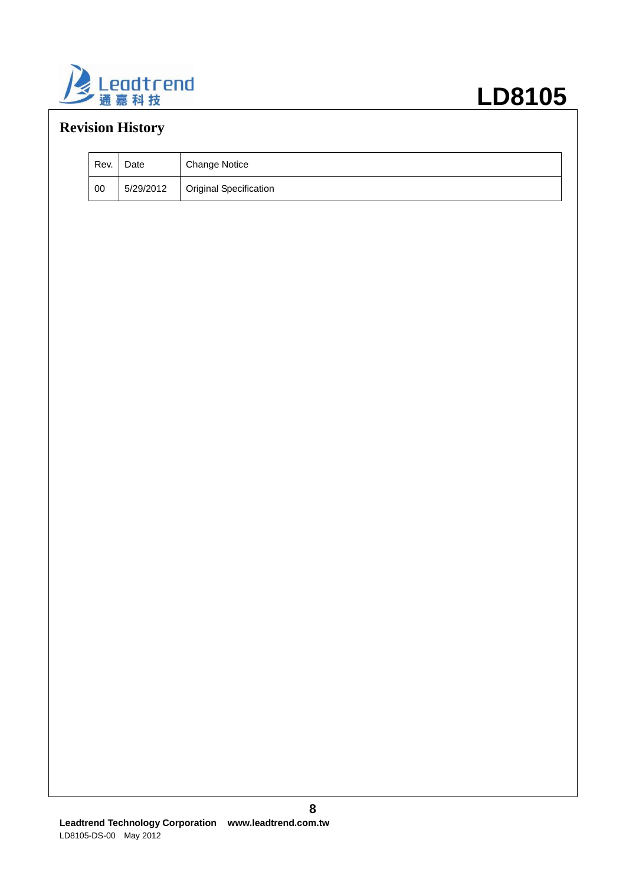## Revision History

| Rev. | Date | Change Notice |
|---|---|---|
| 00 | 5/29/2012 | Original Specification |